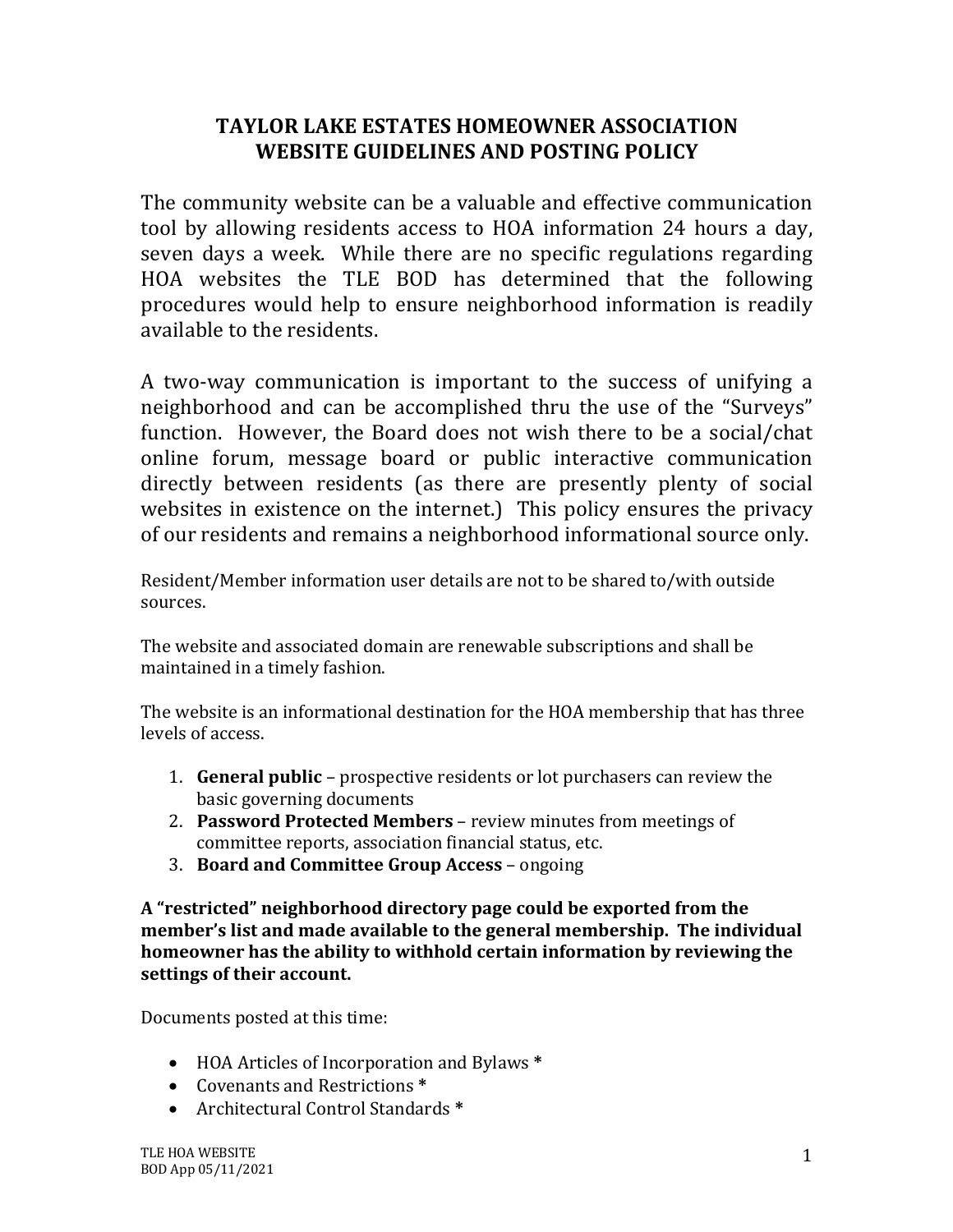# TAYLOR LAKE ESTATES HOMEOWNER ASSOCIATION
# WEBSITE GUIDELINES AND POSTING POLICY

The community website can be a valuable and effective communication tool by allowing residents access to HOA information 24 hours a day, seven days a week. While there are no specific regulations regarding HOA websites the TLE BOD has determined that the following procedures would help to ensure neighborhood information is readily available to the residents.

A two-way communication is important to the success of unifying a neighborhood and can be accomplished thru the use of the "Surveys" function. However, the Board does not wish there to be a social/chat online forum, message board or public interactive communication directly between residents (as there are presently plenty of social websites in existence on the internet.) This policy ensures the privacy of our residents and remains a neighborhood informational source only.

Resident/Member information user details are not to be shared to/with outside sources.

The website and associated domain are renewable subscriptions and shall be maintained in a timely fashion.

The website is an informational destination for the HOA membership that has three levels of access.

1. **General public** – prospective residents or lot purchasers can review the basic governing documents
2. **Password Protected Members** – review minutes from meetings of committee reports, association financial status, etc.
3. **Board and Committee Group Access** – ongoing

**A "restricted" neighborhood directory page could be exported from the member's list and made available to the general membership. The individual homeowner has the ability to withhold certain information by reviewing the settings of their account.**

Documents posted at this time:

- HOA Articles of Incorporation and Bylaws **\***
- Covenants and Restrictions **\***
- Architectural Control Standards **\***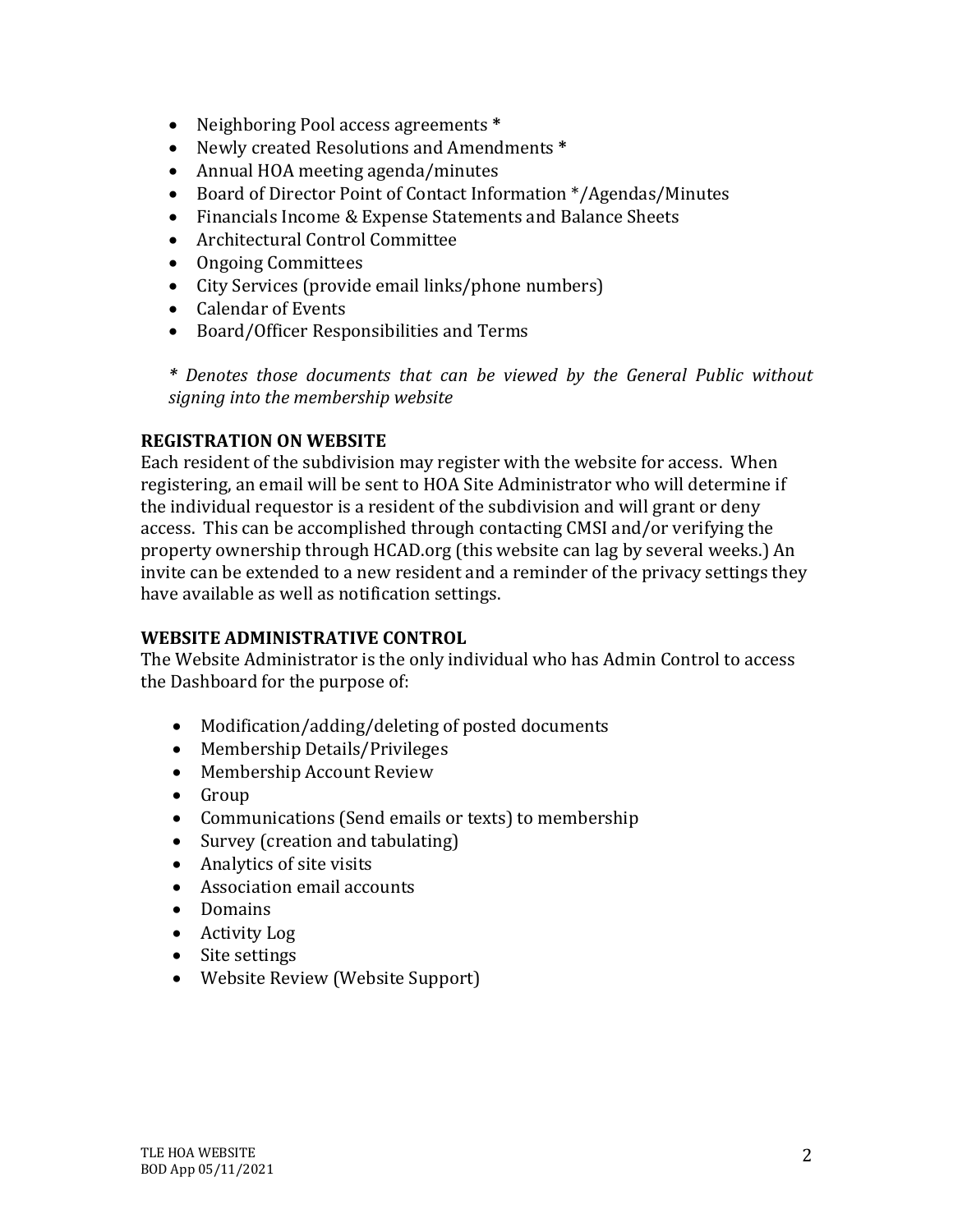- Neighboring Pool access agreements *
- Newly created Resolutions and Amendments *
- Annual HOA meeting agenda/minutes
- Board of Director Point of Contact Information */Agendas/Minutes
- Financials Income & Expense Statements and Balance Sheets
- Architectural Control Committee
- Ongoing Committees
- City Services (provide email links/phone numbers)
- Calendar of Events
- Board/Officer Responsibilities and Terms

*\* Denotes those documents that can be viewed by the General Public without signing into the membership website*

**REGISTRATION ON WEBSITE**

Each resident of the subdivision may register with the website for access. When registering, an email will be sent to HOA Site Administrator who will determine if the individual requestor is a resident of the subdivision and will grant or deny access. This can be accomplished through contacting CMSI and/or verifying the property ownership through HCAD.org (this website can lag by several weeks.) An invite can be extended to a new resident and a reminder of the privacy settings they have available as well as notification settings.

**WEBSITE ADMINISTRATIVE CONTROL**

The Website Administrator is the only individual who has Admin Control to access the Dashboard for the purpose of:

- Modification/adding/deleting of posted documents
- Membership Details/Privileges
- Membership Account Review
- Group
- Communications (Send emails or texts) to membership
- Survey (creation and tabulating)
- Analytics of site visits
- Association email accounts
- Domains
- Activity Log
- Site settings
- Website Review (Website Support)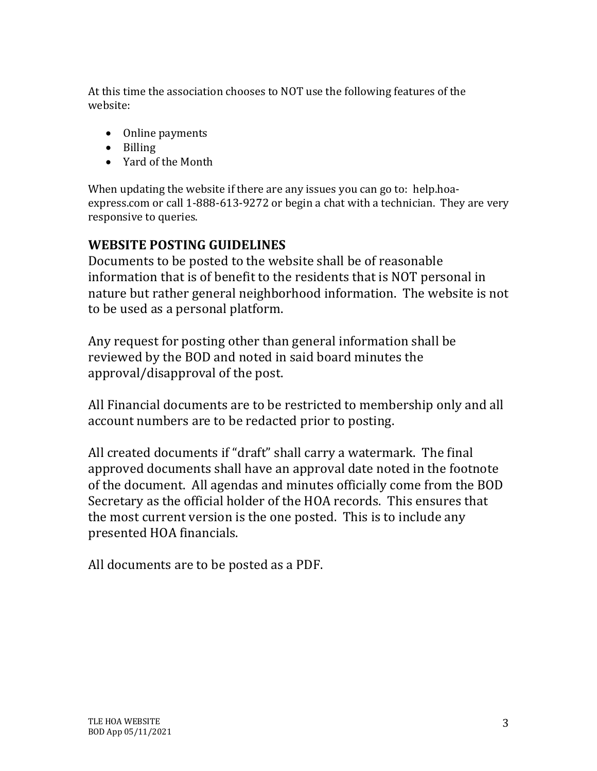At this time the association chooses to NOT use the following features of the website:

- Online payments
- Billing
- Yard of the Month

When updating the website if there are any issues you can go to: help.hoa-express.com or call 1-888-613-9272 or begin a chat with a technician. They are very responsive to queries.

## WEBSITE POSTING GUIDELINES

Documents to be posted to the website shall be of reasonable information that is of benefit to the residents that is NOT personal in nature but rather general neighborhood information. The website is not to be used as a personal platform.

Any request for posting other than general information shall be reviewed by the BOD and noted in said board minutes the approval/disapproval of the post.

All Financial documents are to be restricted to membership only and all account numbers are to be redacted prior to posting.

All created documents if "draft" shall carry a watermark. The final approved documents shall have an approval date noted in the footnote of the document. All agendas and minutes officially come from the BOD Secretary as the official holder of the HOA records. This ensures that the most current version is the one posted. This is to include any presented HOA financials.

All documents are to be posted as a PDF.